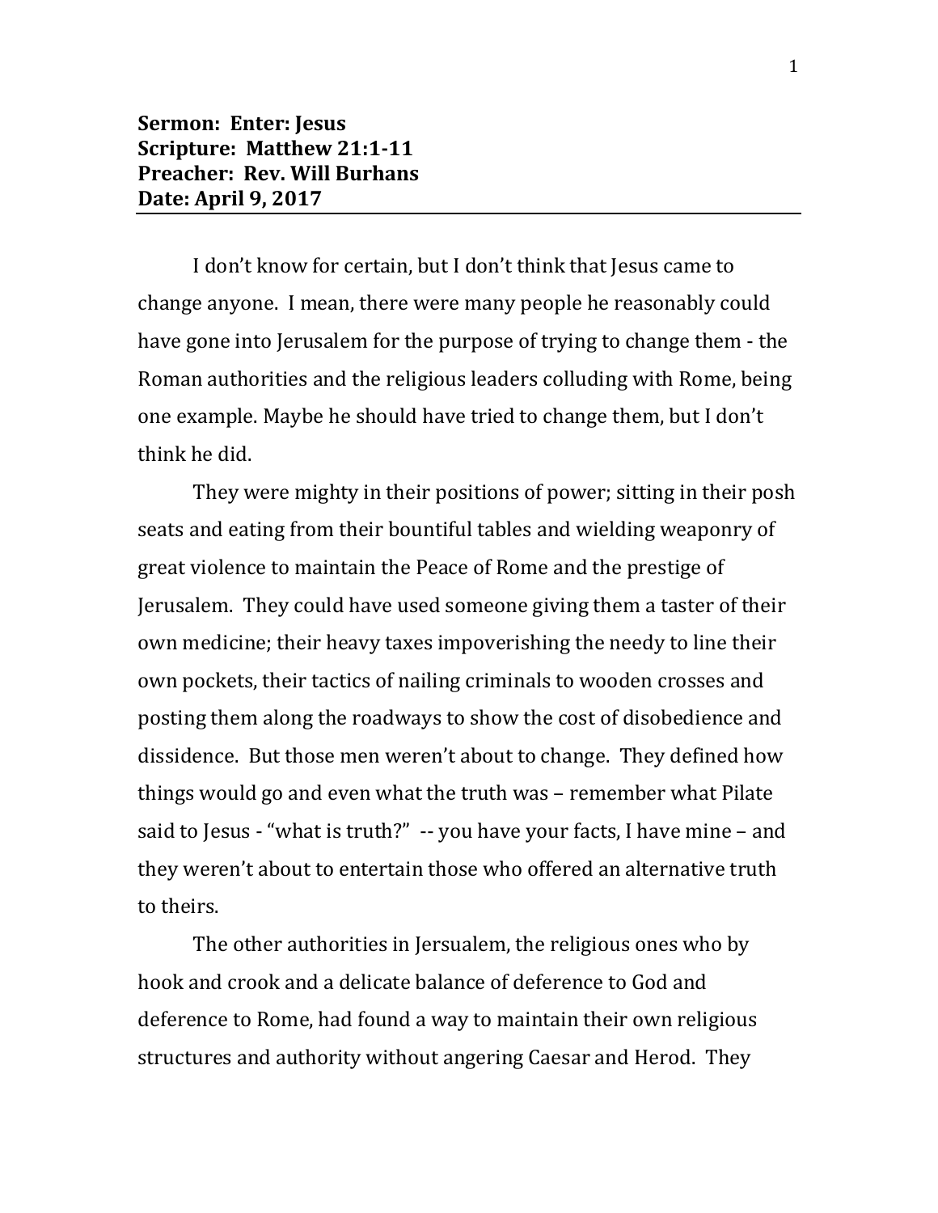**Sermon: Enter: Jesus**
**Scripture: Matthew 21:1-11**
**Preacher: Rev. Will Burhans**
**Date: April 9, 2017**

---

I don't know for certain, but I don't think that Jesus came to change anyone. I mean, there were many people he reasonably could have gone into Jerusalem for the purpose of trying to change them - the Roman authorities and the religious leaders colluding with Rome, being one example. Maybe he should have tried to change them, but I don't think he did.

They were mighty in their positions of power; sitting in their posh seats and eating from their bountiful tables and wielding weaponry of great violence to maintain the Peace of Rome and the prestige of Jerusalem. They could have used someone giving them a taster of their own medicine; their heavy taxes impoverishing the needy to line their own pockets, their tactics of nailing criminals to wooden crosses and posting them along the roadways to show the cost of disobedience and dissidence. But those men weren't about to change. They defined how things would go and even what the truth was – remember what Pilate said to Jesus - "what is truth?" -- you have your facts, I have mine – and they weren't about to entertain those who offered an alternative truth to theirs.

The other authorities in Jersualem, the religious ones who by hook and crook and a delicate balance of deference to God and deference to Rome, had found a way to maintain their own religious structures and authority without angering Caesar and Herod. They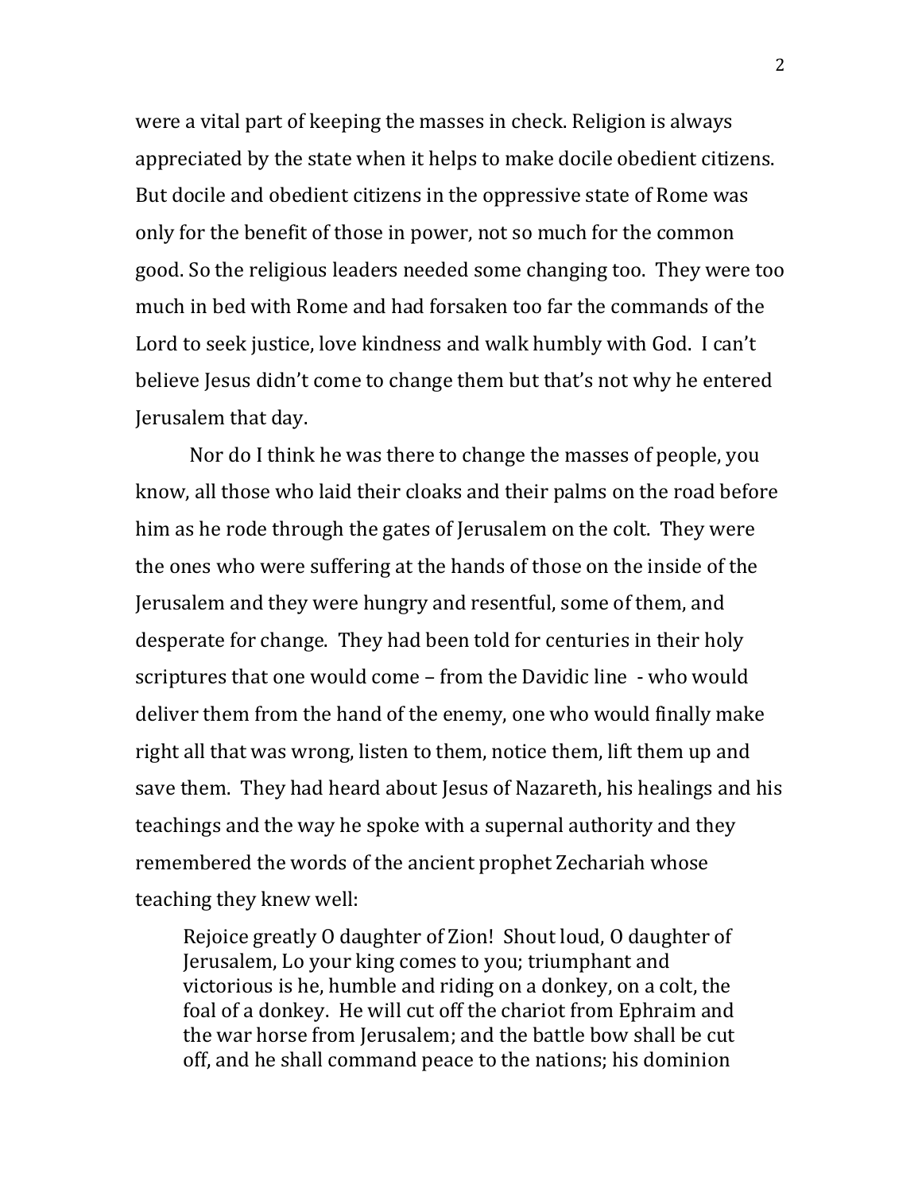were a vital part of keeping the masses in check. Religion is always appreciated by the state when it helps to make docile obedient citizens. But docile and obedient citizens in the oppressive state of Rome was only for the benefit of those in power, not so much for the common good. So the religious leaders needed some changing too. They were too much in bed with Rome and had forsaken too far the commands of the Lord to seek justice, love kindness and walk humbly with God. I can't believe Jesus didn't come to change them but that's not why he entered Jerusalem that day.

Nor do I think he was there to change the masses of people, you know, all those who laid their cloaks and their palms on the road before him as he rode through the gates of Jerusalem on the colt. They were the ones who were suffering at the hands of those on the inside of the Jerusalem and they were hungry and resentful, some of them, and desperate for change. They had been told for centuries in their holy scriptures that one would come – from the Davidic line - who would deliver them from the hand of the enemy, one who would finally make right all that was wrong, listen to them, notice them, lift them up and save them. They had heard about Jesus of Nazareth, his healings and his teachings and the way he spoke with a supernal authority and they remembered the words of the ancient prophet Zechariah whose teaching they knew well:

> Rejoice greatly O daughter of Zion! Shout loud, O daughter of Jerusalem, Lo your king comes to you; triumphant and victorious is he, humble and riding on a donkey, on a colt, the foal of a donkey. He will cut off the chariot from Ephraim and the war horse from Jerusalem; and the battle bow shall be cut off, and he shall command peace to the nations; his dominion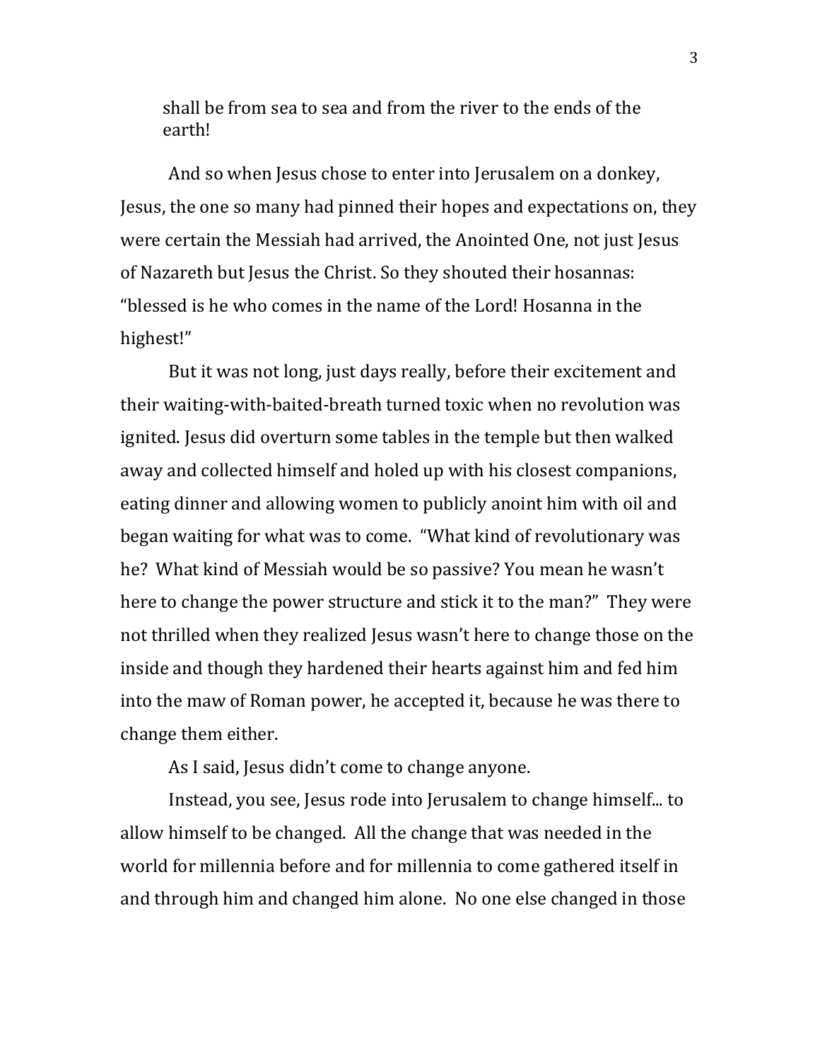shall be from sea to sea and from the river to the ends of the earth!

And so when Jesus chose to enter into Jerusalem on a donkey, Jesus, the one so many had pinned their hopes and expectations on, they were certain the Messiah had arrived, the Anointed One, not just Jesus of Nazareth but Jesus the Christ. So they shouted their hosannas: "blessed is he who comes in the name of the Lord! Hosanna in the highest!"

But it was not long, just days really, before their excitement and their waiting-with-baited-breath turned toxic when no revolution was ignited. Jesus did overturn some tables in the temple but then walked away and collected himself and holed up with his closest companions, eating dinner and allowing women to publicly anoint him with oil and began waiting for what was to come. "What kind of revolutionary was he? What kind of Messiah would be so passive? You mean he wasn't here to change the power structure and stick it to the man?" They were not thrilled when they realized Jesus wasn't here to change those on the inside and though they hardened their hearts against him and fed him into the maw of Roman power, he accepted it, because he was there to change them either.

As I said, Jesus didn't come to change anyone.

Instead, you see, Jesus rode into Jerusalem to change himself... to allow himself to be changed. All the change that was needed in the world for millennia before and for millennia to come gathered itself in and through him and changed him alone. No one else changed in those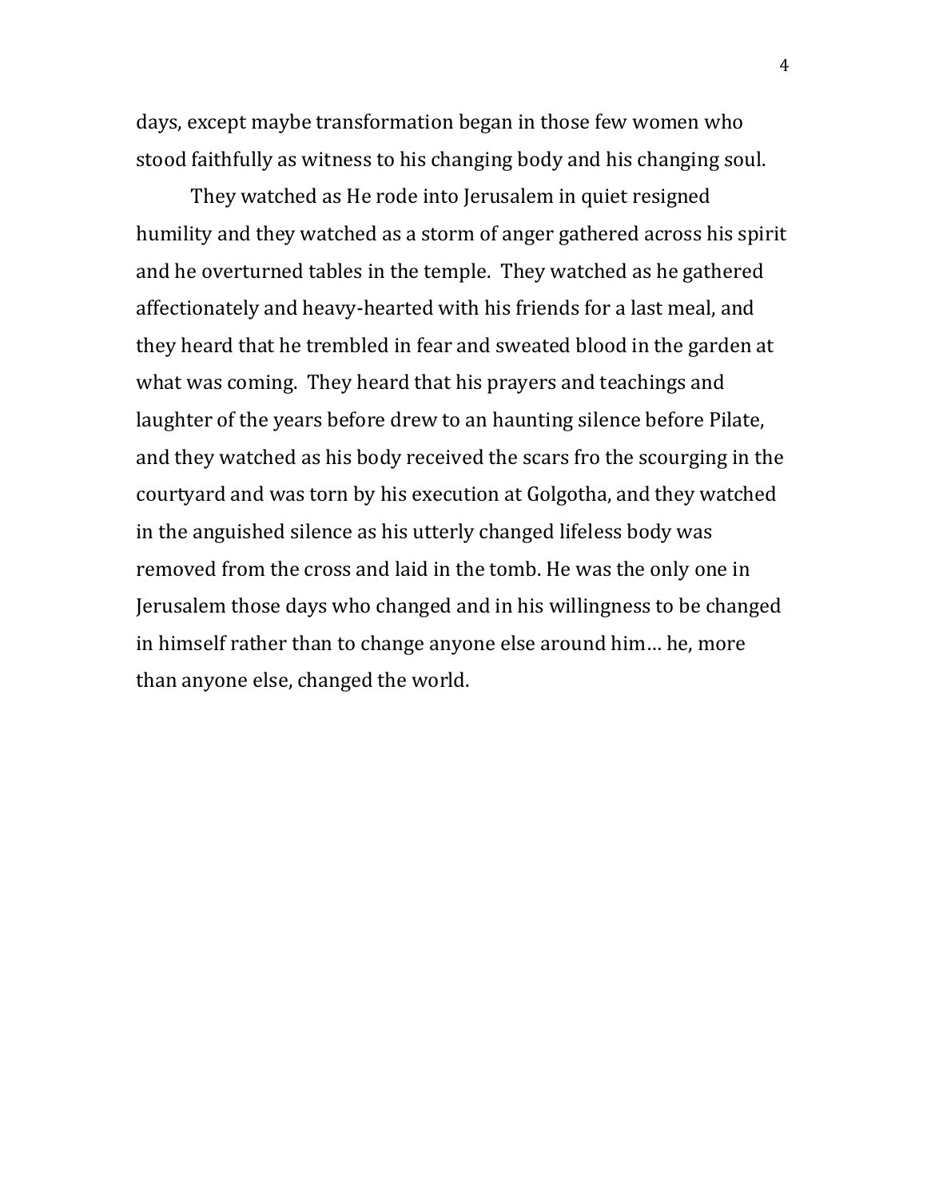days, except maybe transformation began in those few women who stood faithfully as witness to his changing body and his changing soul.

They watched as He rode into Jerusalem in quiet resigned humility and they watched as a storm of anger gathered across his spirit and he overturned tables in the temple. They watched as he gathered affectionately and heavy-hearted with his friends for a last meal, and they heard that he trembled in fear and sweated blood in the garden at what was coming. They heard that his prayers and teachings and laughter of the years before drew to an haunting silence before Pilate, and they watched as his body received the scars fro the scourging in the courtyard and was torn by his execution at Golgotha, and they watched in the anguished silence as his utterly changed lifeless body was removed from the cross and laid in the tomb. He was the only one in Jerusalem those days who changed and in his willingness to be changed in himself rather than to change anyone else around him… he, more than anyone else, changed the world.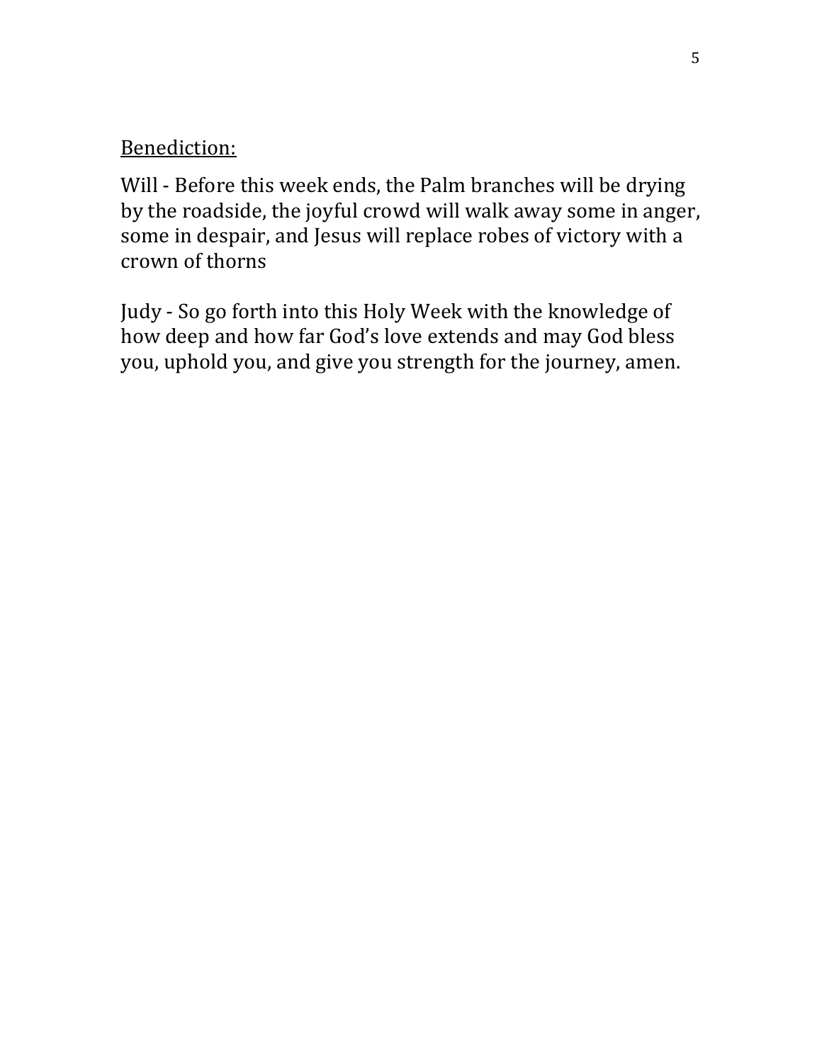<u>Benediction:</u>

Will - Before this week ends, the Palm branches will be drying by the roadside, the joyful crowd will walk away some in anger, some in despair, and Jesus will replace robes of victory with a crown of thorns

Judy - So go forth into this Holy Week with the knowledge of how deep and how far God's love extends and may God bless you, uphold you, and give you strength for the journey, amen.